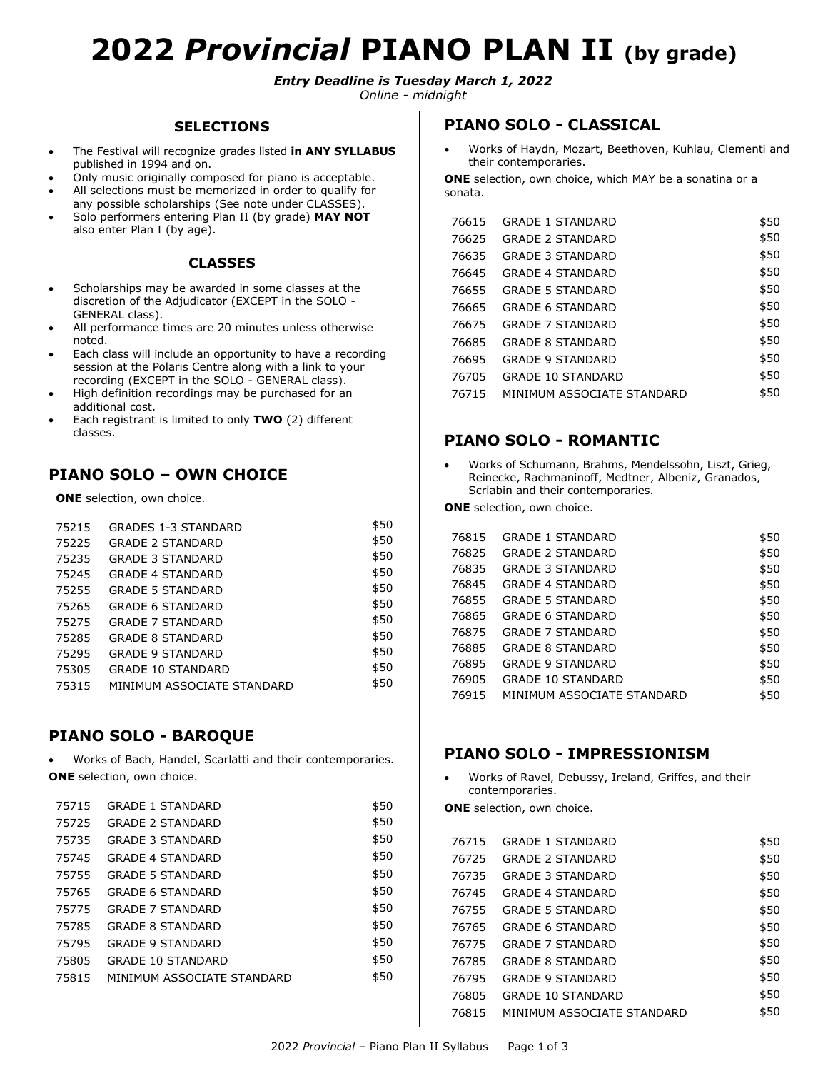# 2022 *Provincial* PIANO PLAN II (by grade)

***Entry Deadline is Tuesday March 1, 2022***

*Online - midnight*

## SELECTIONS

- The Festival will recognize grades listed **in ANY SYLLABUS** published in 1994 and on.
- Only music originally composed for piano is acceptable.
- All selections must be memorized in order to qualify for any possible scholarships (See note under CLASSES).
- Solo performers entering Plan II (by grade) **MAY NOT** also enter Plan I (by age).

## CLASSES

- Scholarships may be awarded in some classes at the discretion of the Adjudicator (EXCEPT in the SOLO - GENERAL class).
- All performance times are 20 minutes unless otherwise noted.
- Each class will include an opportunity to have a recording session at the Polaris Centre along with a link to your recording (EXCEPT in the SOLO - GENERAL class).
- High definition recordings may be purchased for an additional cost.
- Each registrant is limited to only **TWO** (2) different classes.

## PIANO SOLO – OWN CHOICE

**ONE** selection, own choice.

| | | |
|---|---|---|
| 75215 | GRADES 1-3 STANDARD | $50 |
| 75225 | GRADE 2 STANDARD | $50 |
| 75235 | GRADE 3 STANDARD | $50 |
| 75245 | GRADE 4 STANDARD | $50 |
| 75255 | GRADE 5 STANDARD | $50 |
| 75265 | GRADE 6 STANDARD | $50 |
| 75275 | GRADE 7 STANDARD | $50 |
| 75285 | GRADE 8 STANDARD | $50 |
| 75295 | GRADE 9 STANDARD | $50 |
| 75305 | GRADE 10 STANDARD | $50 |
| 75315 | MINIMUM ASSOCIATE STANDARD | $50 |

## PIANO SOLO - BAROQUE

- Works of Bach, Handel, Scarlatti and their contemporaries.

**ONE** selection, own choice.

| | | |
|---|---|---|
| 75715 | GRADE 1 STANDARD | $50 |
| 75725 | GRADE 2 STANDARD | $50 |
| 75735 | GRADE 3 STANDARD | $50 |
| 75745 | GRADE 4 STANDARD | $50 |
| 75755 | GRADE 5 STANDARD | $50 |
| 75765 | GRADE 6 STANDARD | $50 |
| 75775 | GRADE 7 STANDARD | $50 |
| 75785 | GRADE 8 STANDARD | $50 |
| 75795 | GRADE 9 STANDARD | $50 |
| 75805 | GRADE 10 STANDARD | $50 |
| 75815 | MINIMUM ASSOCIATE STANDARD | $50 |

## PIANO SOLO - CLASSICAL

- Works of Haydn, Mozart, Beethoven, Kuhlau, Clementi and their contemporaries.

**ONE** selection, own choice, which MAY be a sonatina or a sonata.

| | | |
|---|---|---|
| 76615 | GRADE 1 STANDARD | $50 |
| 76625 | GRADE 2 STANDARD | $50 |
| 76635 | GRADE 3 STANDARD | $50 |
| 76645 | GRADE 4 STANDARD | $50 |
| 76655 | GRADE 5 STANDARD | $50 |
| 76665 | GRADE 6 STANDARD | $50 |
| 76675 | GRADE 7 STANDARD | $50 |
| 76685 | GRADE 8 STANDARD | $50 |
| 76695 | GRADE 9 STANDARD | $50 |
| 76705 | GRADE 10 STANDARD | $50 |
| 76715 | MINIMUM ASSOCIATE STANDARD | $50 |

## PIANO SOLO - ROMANTIC

- Works of Schumann, Brahms, Mendelssohn, Liszt, Grieg, Reinecke, Rachmaninoff, Medtner, Albeniz, Granados, Scriabin and their contemporaries.

**ONE** selection, own choice.

| | | |
|---|---|---|
| 76815 | GRADE 1 STANDARD | $50 |
| 76825 | GRADE 2 STANDARD | $50 |
| 76835 | GRADE 3 STANDARD | $50 |
| 76845 | GRADE 4 STANDARD | $50 |
| 76855 | GRADE 5 STANDARD | $50 |
| 76865 | GRADE 6 STANDARD | $50 |
| 76875 | GRADE 7 STANDARD | $50 |
| 76885 | GRADE 8 STANDARD | $50 |
| 76895 | GRADE 9 STANDARD | $50 |
| 76905 | GRADE 10 STANDARD | $50 |
| 76915 | MINIMUM ASSOCIATE STANDARD | $50 |

## PIANO SOLO - IMPRESSIONISM

- Works of Ravel, Debussy, Ireland, Griffes, and their contemporaries.

**ONE** selection, own choice.

| | | |
|---|---|---|
| 76715 | GRADE 1 STANDARD | $50 |
| 76725 | GRADE 2 STANDARD | $50 |
| 76735 | GRADE 3 STANDARD | $50 |
| 76745 | GRADE 4 STANDARD | $50 |
| 76755 | GRADE 5 STANDARD | $50 |
| 76765 | GRADE 6 STANDARD | $50 |
| 76775 | GRADE 7 STANDARD | $50 |
| 76785 | GRADE 8 STANDARD | $50 |
| 76795 | GRADE 9 STANDARD | $50 |
| 76805 | GRADE 10 STANDARD | $50 |
| 76815 | MINIMUM ASSOCIATE STANDARD | $50 |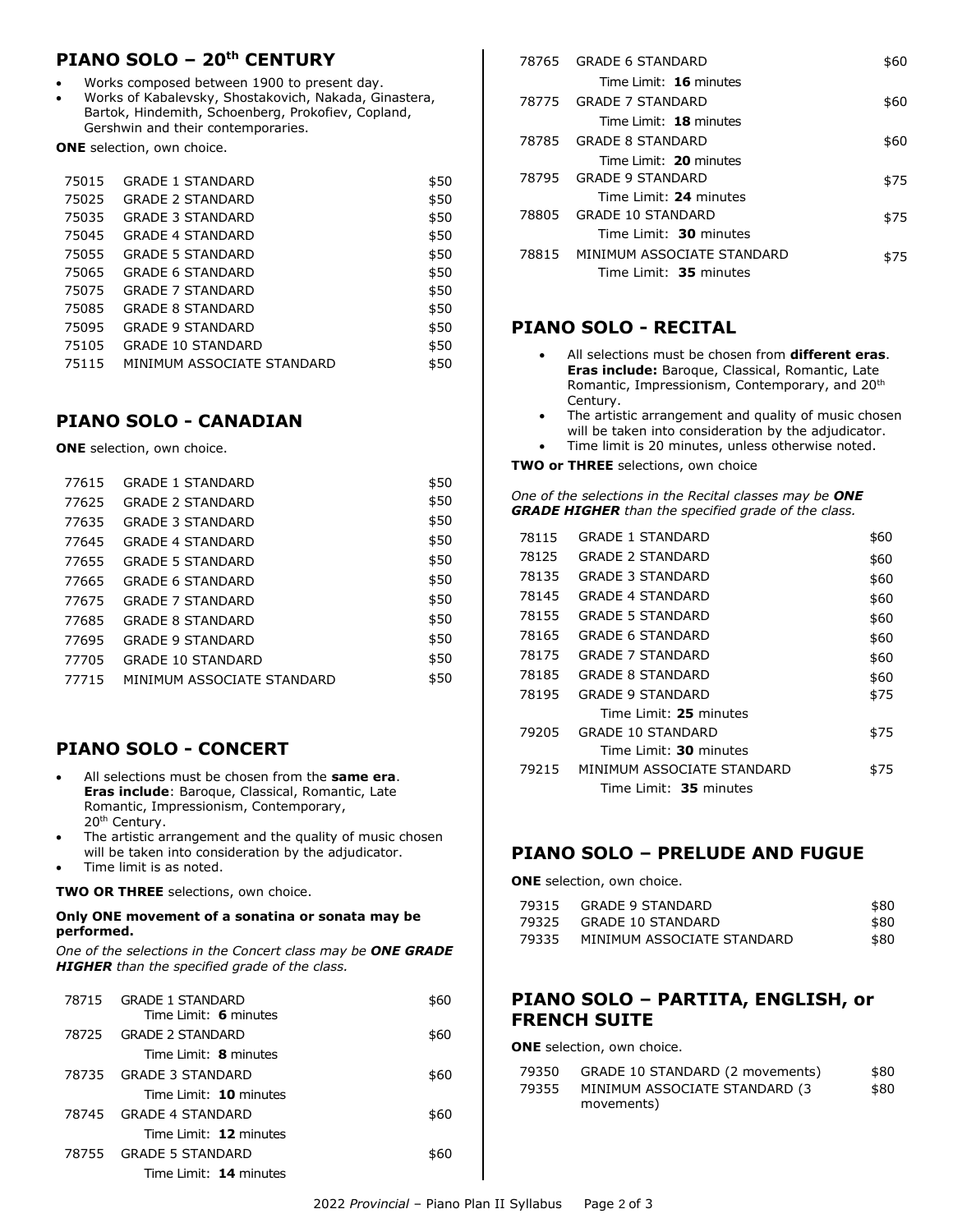## PIANO SOLO – 20th CENTURY

- Works composed between 1900 to present day.
- Works of Kabalevsky, Shostakovich, Nakada, Ginastera, Bartok, Hindemith, Schoenberg, Prokofiev, Copland, Gershwin and their contemporaries.

**ONE** selection, own choice.

| | | |
|---|---|---|
| 75015 | GRADE 1 STANDARD | $50 |
| 75025 | GRADE 2 STANDARD | $50 |
| 75035 | GRADE 3 STANDARD | $50 |
| 75045 | GRADE 4 STANDARD | $50 |
| 75055 | GRADE 5 STANDARD | $50 |
| 75065 | GRADE 6 STANDARD | $50 |
| 75075 | GRADE 7 STANDARD | $50 |
| 75085 | GRADE 8 STANDARD | $50 |
| 75095 | GRADE 9 STANDARD | $50 |
| 75105 | GRADE 10 STANDARD | $50 |
| 75115 | MINIMUM ASSOCIATE STANDARD | $50 |

## PIANO SOLO - CANADIAN

**ONE** selection, own choice.

| | | |
|---|---|---|
| 77615 | GRADE 1 STANDARD | $50 |
| 77625 | GRADE 2 STANDARD | $50 |
| 77635 | GRADE 3 STANDARD | $50 |
| 77645 | GRADE 4 STANDARD | $50 |
| 77655 | GRADE 5 STANDARD | $50 |
| 77665 | GRADE 6 STANDARD | $50 |
| 77675 | GRADE 7 STANDARD | $50 |
| 77685 | GRADE 8 STANDARD | $50 |
| 77695 | GRADE 9 STANDARD | $50 |
| 77705 | GRADE 10 STANDARD | $50 |
| 77715 | MINIMUM ASSOCIATE STANDARD | $50 |

## PIANO SOLO - CONCERT

- All selections must be chosen from the **same era**. **Eras include**: Baroque, Classical, Romantic, Late Romantic, Impressionism, Contemporary, 20th Century.
- The artistic arrangement and the quality of music chosen will be taken into consideration by the adjudicator.
- Time limit is as noted.

**TWO OR THREE** selections, own choice.

**Only ONE movement of a sonatina or sonata may be performed.**

*One of the selections in the Concert class may be **ONE GRADE HIGHER** than the specified grade of the class.*

| | | |
|---|---|---|
| 78715 | GRADE 1 STANDARD<br>Time Limit: **6** minutes | $60 |
| 78725 | GRADE 2 STANDARD<br>Time Limit: **8** minutes | $60 |
| 78735 | GRADE 3 STANDARD<br>Time Limit: **10** minutes | $60 |
| 78745 | GRADE 4 STANDARD<br>Time Limit: **12** minutes | $60 |
| 78755 | GRADE 5 STANDARD<br>Time Limit: **14** minutes | $60 |
| 78765 | GRADE 6 STANDARD<br>Time Limit: **16** minutes | $60 |
| 78775 | GRADE 7 STANDARD<br>Time Limit: **18** minutes | $60 |
| 78785 | GRADE 8 STANDARD<br>Time Limit: **20** minutes | $60 |
| 78795 | GRADE 9 STANDARD<br>Time Limit: **24** minutes | $75 |
| 78805 | GRADE 10 STANDARD<br>Time Limit: **30** minutes | $75 |
| 78815 | MINIMUM ASSOCIATE STANDARD<br>Time Limit: **35** minutes | $75 |

## PIANO SOLO - RECITAL

- All selections must be chosen from **different eras**. **Eras include:** Baroque, Classical, Romantic, Late Romantic, Impressionism, Contemporary, and 20th Century.
- The artistic arrangement and quality of music chosen will be taken into consideration by the adjudicator.
- Time limit is 20 minutes, unless otherwise noted.

**TWO or THREE** selections, own choice

*One of the selections in the Recital classes may be **ONE GRADE HIGHER** than the specified grade of the class.*

| | | |
|---|---|---|
| 78115 | GRADE 1 STANDARD | $60 |
| 78125 | GRADE 2 STANDARD | $60 |
| 78135 | GRADE 3 STANDARD | $60 |
| 78145 | GRADE 4 STANDARD | $60 |
| 78155 | GRADE 5 STANDARD | $60 |
| 78165 | GRADE 6 STANDARD | $60 |
| 78175 | GRADE 7 STANDARD | $60 |
| 78185 | GRADE 8 STANDARD | $60 |
| 78195 | GRADE 9 STANDARD<br>Time Limit: **25** minutes | $75 |
| 79205 | GRADE 10 STANDARD<br>Time Limit: **30** minutes | $75 |
| 79215 | MINIMUM ASSOCIATE STANDARD<br>Time Limit: **35** minutes | $75 |

## PIANO SOLO – PRELUDE AND FUGUE

**ONE** selection, own choice.

| | | |
|---|---|---|
| 79315 | GRADE 9 STANDARD | $80 |
| 79325 | GRADE 10 STANDARD | $80 |
| 79335 | MINIMUM ASSOCIATE STANDARD | $80 |

## PIANO SOLO – PARTITA, ENGLISH, or FRENCH SUITE

**ONE** selection, own choice.

| | | |
|---|---|---|
| 79350 | GRADE 10 STANDARD (2 movements) | $80 |
| 79355 | MINIMUM ASSOCIATE STANDARD (3 movements) | $80 |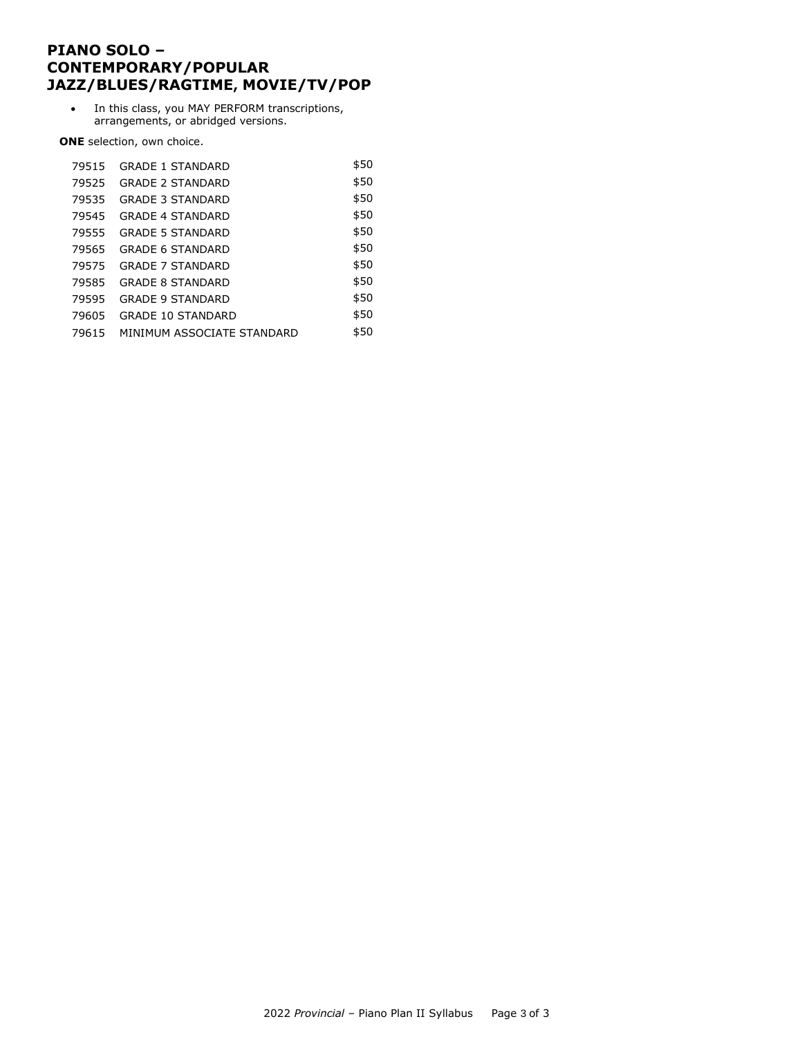## PIANO SOLO – CONTEMPORARY/POPULAR JAZZ/BLUES/RAGTIME, MOVIE/TV/POP

- In this class, you MAY PERFORM transcriptions, arrangements, or abridged versions.

**ONE** selection, own choice.

| | | |
|---|---|---|
| 79515 | GRADE 1 STANDARD | $50 |
| 79525 | GRADE 2 STANDARD | $50 |
| 79535 | GRADE 3 STANDARD | $50 |
| 79545 | GRADE 4 STANDARD | $50 |
| 79555 | GRADE 5 STANDARD | $50 |
| 79565 | GRADE 6 STANDARD | $50 |
| 79575 | GRADE 7 STANDARD | $50 |
| 79585 | GRADE 8 STANDARD | $50 |
| 79595 | GRADE 9 STANDARD | $50 |
| 79605 | GRADE 10 STANDARD | $50 |
| 79615 | MINIMUM ASSOCIATE STANDARD | $50 |